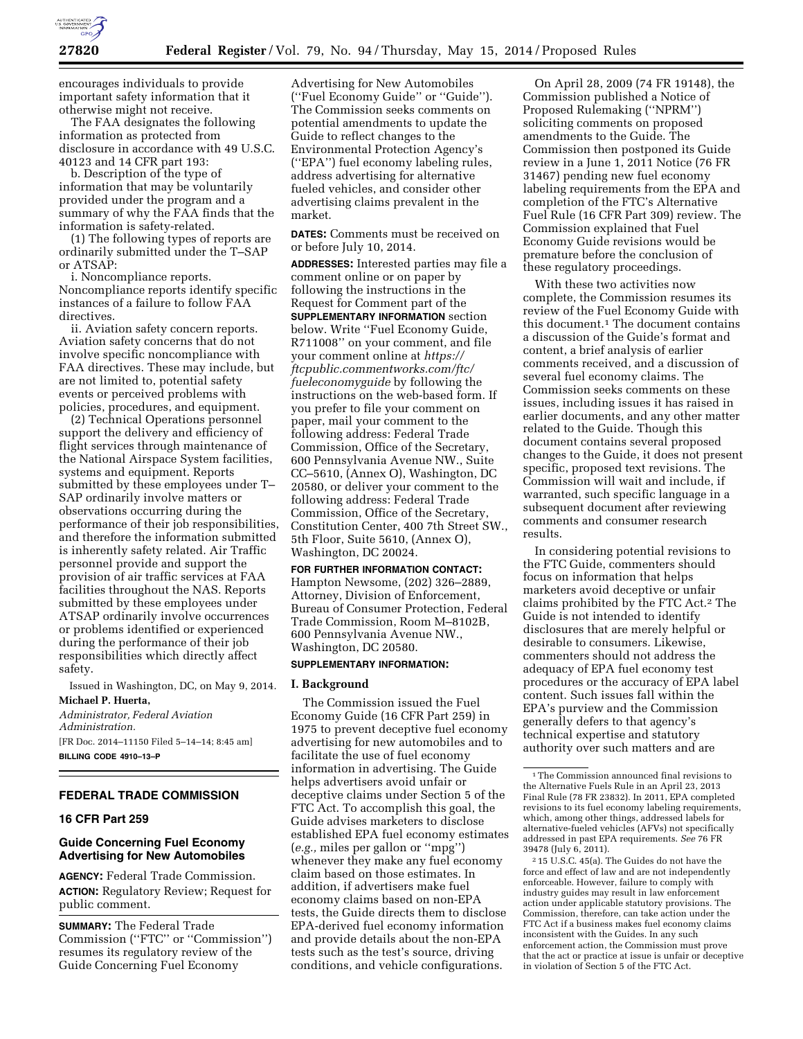encourages individuals to provide important safety information that it otherwise might not receive.

The FAA designates the following information as protected from disclosure in accordance with 49 U.S.C. 40123 and 14 CFR part 193:

b. Description of the type of information that may be voluntarily provided under the program and a summary of why the FAA finds that the information is safety-related.

(1) The following types of reports are ordinarily submitted under the T–SAP or ATSAP:

i. Noncompliance reports. Noncompliance reports identify specific instances of a failure to follow FAA directives.

ii. Aviation safety concern reports. Aviation safety concerns that do not involve specific noncompliance with FAA directives. These may include, but are not limited to, potential safety events or perceived problems with policies, procedures, and equipment.

(2) Technical Operations personnel support the delivery and efficiency of flight services through maintenance of the National Airspace System facilities, systems and equipment. Reports submitted by these employees under T–SAP ordinarily involve matters or observations occurring during the performance of their job responsibilities, and therefore the information submitted is inherently safety related. Air Traffic personnel provide and support the provision of air traffic services at FAA facilities throughout the NAS. Reports submitted by these employees under ATSAP ordinarily involve occurrences or problems identified or experienced during the performance of their job responsibilities which directly affect safety.

Issued in Washington, DC, on May 9, 2014.

**Michael P. Huerta,**

*Administrator, Federal Aviation Administration.*

[FR Doc. 2014–11150 Filed 5–14–14; 8:45 am]

**BILLING CODE 4910–13–P**

## FEDERAL TRADE COMMISSION

### 16 CFR Part 259

### Guide Concerning Fuel Economy Advertising for New Automobiles

**AGENCY:** Federal Trade Commission.

**ACTION:** Regulatory Review; Request for public comment.

**SUMMARY:** The Federal Trade Commission (''FTC'' or ''Commission'') resumes its regulatory review of the Guide Concerning Fuel Economy Advertising for New Automobiles (''Fuel Economy Guide'' or ''Guide''). The Commission seeks comments on potential amendments to update the Guide to reflect changes to the Environmental Protection Agency's (''EPA'') fuel economy labeling rules, address advertising for alternative fueled vehicles, and consider other advertising claims prevalent in the market.

**DATES:** Comments must be received on or before July 10, 2014.

**ADDRESSES:** Interested parties may file a comment online or on paper by following the instructions in the Request for Comment part of the **SUPPLEMENTARY INFORMATION** section below. Write ''Fuel Economy Guide, R711008'' on your comment, and file your comment online at *https://ftcpublic.commentworks.com/ftc/fueleconomyguide* by following the instructions on the web-based form. If you prefer to file your comment on paper, mail your comment to the following address: Federal Trade Commission, Office of the Secretary, 600 Pennsylvania Avenue NW., Suite CC–5610, (Annex O), Washington, DC 20580, or deliver your comment to the following address: Federal Trade Commission, Office of the Secretary, Constitution Center, 400 7th Street SW., 5th Floor, Suite 5610, (Annex O), Washington, DC 20024.

**FOR FURTHER INFORMATION CONTACT:** Hampton Newsome, (202) 326–2889, Attorney, Division of Enforcement, Bureau of Consumer Protection, Federal Trade Commission, Room M–8102B, 600 Pennsylvania Avenue NW., Washington, DC 20580.

**SUPPLEMENTARY INFORMATION:**

### I. Background

The Commission issued the Fuel Economy Guide (16 CFR Part 259) in 1975 to prevent deceptive fuel economy advertising for new automobiles and to facilitate the use of fuel economy information in advertising. The Guide helps advertisers avoid unfair or deceptive claims under Section 5 of the FTC Act. To accomplish this goal, the Guide advises marketers to disclose established EPA fuel economy estimates (*e.g.,* miles per gallon or ''mpg'') whenever they make any fuel economy claim based on those estimates. In addition, if advertisers make fuel economy claims based on non-EPA tests, the Guide directs them to disclose EPA-derived fuel economy information and provide details about the non-EPA tests such as the test's source, driving conditions, and vehicle configurations.

On April 28, 2009 (74 FR 19148), the Commission published a Notice of Proposed Rulemaking (''NPRM'') soliciting comments on proposed amendments to the Guide. The Commission then postponed its Guide review in a June 1, 2011 Notice (76 FR 31467) pending new fuel economy labeling requirements from the EPA and completion of the FTC's Alternative Fuel Rule (16 CFR Part 309) review. The Commission explained that Fuel Economy Guide revisions would be premature before the conclusion of these regulatory proceedings.

With these two activities now complete, the Commission resumes its review of the Fuel Economy Guide with this document.[1] The document contains a discussion of the Guide's format and content, a brief analysis of earlier comments received, and a discussion of several fuel economy claims. The Commission seeks comments on these issues, including issues it has raised in earlier documents, and any other matter related to the Guide. Though this document contains several proposed changes to the Guide, it does not present specific, proposed text revisions. The Commission will wait and include, if warranted, such specific language in a subsequent document after reviewing comments and consumer research results.

In considering potential revisions to the FTC Guide, commenters should focus on information that helps marketers avoid deceptive or unfair claims prohibited by the FTC Act.[2] The Guide is not intended to identify disclosures that are merely helpful or desirable to consumers. Likewise, commenters should not address the adequacy of EPA fuel economy test procedures or the accuracy of EPA label content. Such issues fall within the EPA's purview and the Commission generally defers to that agency's technical expertise and statutory authority over such matters and are

[1] The Commission announced final revisions to the Alternative Fuels Rule in an April 23, 2013 Final Rule (78 FR 23832). In 2011, EPA completed revisions to its fuel economy labeling requirements, which, among other things, addressed labels for alternative-fueled vehicles (AFVs) not specifically addressed in past EPA requirements. *See* 76 FR 39478 (July 6, 2011).

[2] 15 U.S.C. 45(a). The Guides do not have the force and effect of law and are not independently enforceable. However, failure to comply with industry guides may result in law enforcement action under applicable statutory provisions. The Commission, therefore, can take action under the FTC Act if a business makes fuel economy claims inconsistent with the Guides. In any such enforcement action, the Commission must prove that the act or practice at issue is unfair or deceptive in violation of Section 5 of the FTC Act.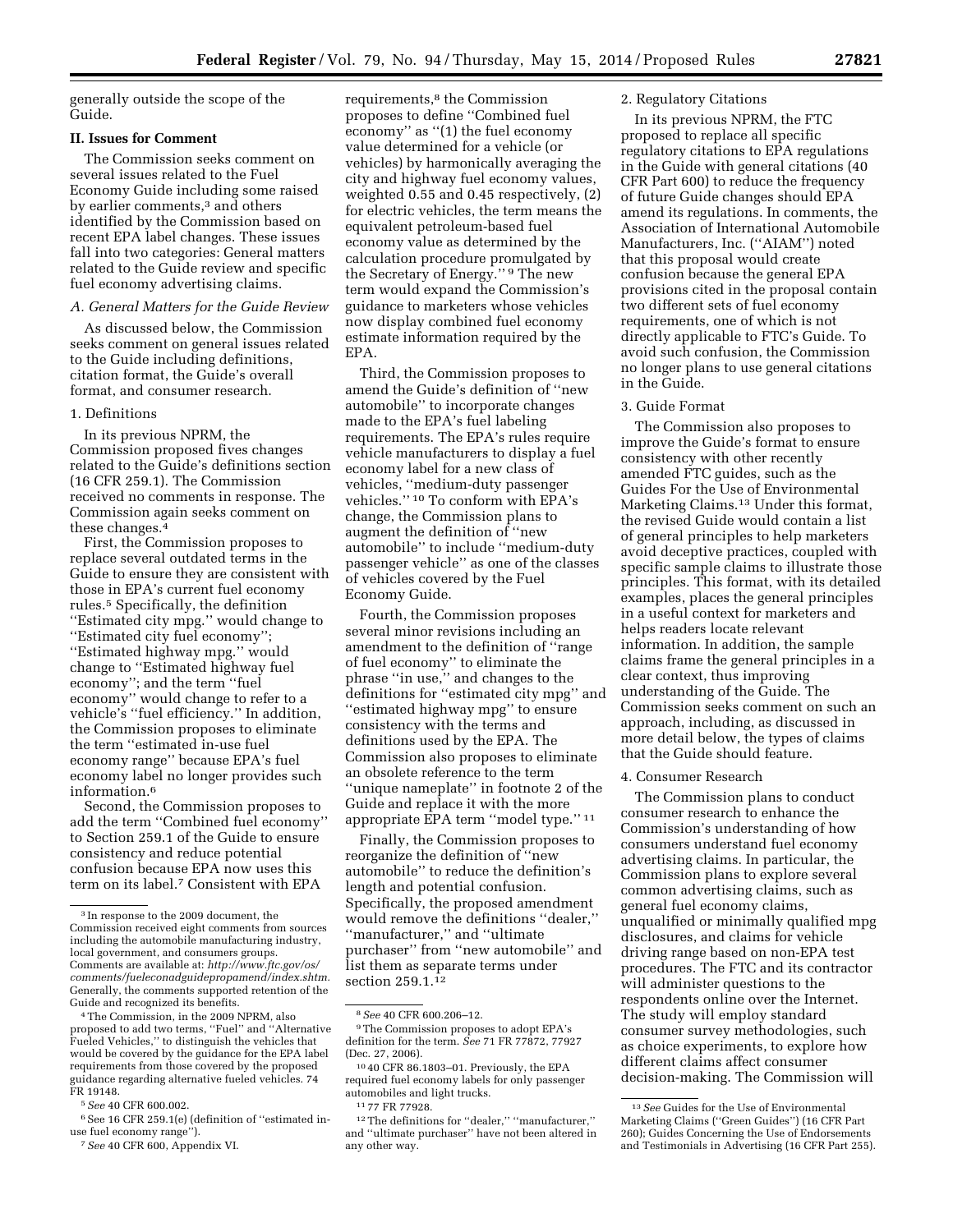generally outside the scope of the Guide.

## II. Issues for Comment

The Commission seeks comment on several issues related to the Fuel Economy Guide including some raised by earlier comments,[3] and others identified by the Commission based on recent EPA label changes. These issues fall into two categories: General matters related to the Guide review and specific fuel economy advertising claims.

### *A. General Matters for the Guide Review*

As discussed below, the Commission seeks comment on general issues related to the Guide including definitions, citation format, the Guide's overall format, and consumer research.

#### 1. Definitions

In its previous NPRM, the Commission proposed fives changes related to the Guide's definitions section (16 CFR 259.1). The Commission received no comments in response. The Commission again seeks comment on these changes.[4]

First, the Commission proposes to replace several outdated terms in the Guide to ensure they are consistent with those in EPA's current fuel economy rules.[5] Specifically, the definition ''Estimated city mpg.'' would change to ''Estimated city fuel economy''; ''Estimated highway mpg.'' would change to ''Estimated highway fuel economy''; and the term ''fuel economy'' would change to refer to a vehicle's ''fuel efficiency.'' In addition, the Commission proposes to eliminate the term ''estimated in-use fuel economy range'' because EPA's fuel economy label no longer provides such information.[6]

Second, the Commission proposes to add the term ''Combined fuel economy'' to Section 259.1 of the Guide to ensure consistency and reduce potential confusion because EPA now uses this term on its label.[7] Consistent with EPA requirements,[8] the Commission proposes to define ''Combined fuel economy'' as ''(1) the fuel economy value determined for a vehicle (or vehicles) by harmonically averaging the city and highway fuel economy values, weighted 0.55 and 0.45 respectively, (2) for electric vehicles, the term means the equivalent petroleum-based fuel economy value as determined by the calculation procedure promulgated by the Secretary of Energy.''[9] The new term would expand the Commission's guidance to marketers whose vehicles now display combined fuel economy estimate information required by the EPA.

Third, the Commission proposes to amend the Guide's definition of ''new automobile'' to incorporate changes made to the EPA's fuel labeling requirements. The EPA's rules require vehicle manufacturers to display a fuel economy label for a new class of vehicles, ''medium-duty passenger vehicles.''[10] To conform with EPA's change, the Commission plans to augment the definition of ''new automobile'' to include ''medium-duty passenger vehicle'' as one of the classes of vehicles covered by the Fuel Economy Guide.

Fourth, the Commission proposes several minor revisions including an amendment to the definition of ''range of fuel economy'' to eliminate the phrase ''in use,'' and changes to the definitions for ''estimated city mpg'' and ''estimated highway mpg'' to ensure consistency with the terms and definitions used by the EPA. The Commission also proposes to eliminate an obsolete reference to the term ''unique nameplate'' in footnote 2 of the Guide and replace it with the more appropriate EPA term ''model type.''[11]

Finally, the Commission proposes to reorganize the definition of ''new automobile'' to reduce the definition's length and potential confusion. Specifically, the proposed amendment would remove the definitions ''dealer,'' ''manufacturer,'' and ''ultimate purchaser'' from ''new automobile'' and list them as separate terms under section 259.1.[12]

#### 2. Regulatory Citations

In its previous NPRM, the FTC proposed to replace all specific regulatory citations to EPA regulations in the Guide with general citations (40 CFR Part 600) to reduce the frequency of future Guide changes should EPA amend its regulations. In comments, the Association of International Automobile Manufacturers, Inc. (''AIAM'') noted that this proposal would create confusion because the general EPA provisions cited in the proposal contain two different sets of fuel economy requirements, one of which is not directly applicable to FTC's Guide. To avoid such confusion, the Commission no longer plans to use general citations in the Guide.

#### 3. Guide Format

The Commission also proposes to improve the Guide's format to ensure consistency with other recently amended FTC guides, such as the Guides For the Use of Environmental Marketing Claims.[13] Under this format, the revised Guide would contain a list of general principles to help marketers avoid deceptive practices, coupled with specific sample claims to illustrate those principles. This format, with its detailed examples, places the general principles in a useful context for marketers and helps readers locate relevant information. In addition, the sample claims frame the general principles in a clear context, thus improving understanding of the Guide. The Commission seeks comment on such an approach, including, as discussed in more detail below, the types of claims that the Guide should feature.

#### 4. Consumer Research

The Commission plans to conduct consumer research to enhance the Commission's understanding of how consumers understand fuel economy advertising claims. In particular, the Commission plans to explore several common advertising claims, such as general fuel economy claims, unqualified or minimally qualified mpg disclosures, and claims for vehicle driving range based on non-EPA test procedures. The FTC and its contractor will administer questions to the respondents online over the Internet. The study will employ standard consumer survey methodologies, such as choice experiments, to explore how different claims affect consumer decision-making. The Commission will

---

[3] In response to the 2009 document, the Commission received eight comments from sources including the automobile manufacturing industry, local government, and consumers groups. Comments are available at: *http://www.ftc.gov/os/comments/fueleconadguidepropamend/index.shtm*. Generally, the comments supported retention of the Guide and recognized its benefits.

[4] The Commission, in the 2009 NPRM, also proposed to add two terms, ''Fuel'' and ''Alternative Fueled Vehicles,'' to distinguish the vehicles that would be covered by the guidance for the EPA label requirements from those covered by the proposed guidance regarding alternative fueled vehicles. 74 FR 19148.

[5] *See* 40 CFR 600.002.

[6] See 16 CFR 259.1(e) (definition of ''estimated in-use fuel economy range'').

[7] *See* 40 CFR 600, Appendix VI.

[8] *See* 40 CFR 600.206–12.

[9] The Commission proposes to adopt EPA's definition for the term. *See* 71 FR 77872, 77927 (Dec. 27, 2006).

[10] 40 CFR 86.1803–01. Previously, the EPA required fuel economy labels for only passenger automobiles and light trucks.

[11] 77 FR 77928.

[12] The definitions for ''dealer,'' ''manufacturer,'' and ''ultimate purchaser'' have not been altered in any other way.

[13] *See* Guides for the Use of Environmental Marketing Claims (''Green Guides'') (16 CFR Part 260); Guides Concerning the Use of Endorsements and Testimonials in Advertising (16 CFR Part 255).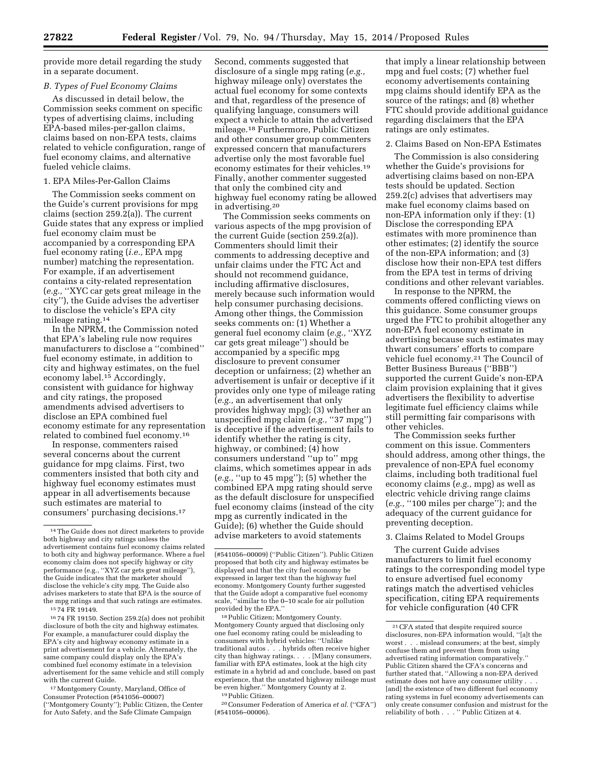provide more detail regarding the study in a separate document.

### B. Types of Fuel Economy Claims

As discussed in detail below, the Commission seeks comment on specific types of advertising claims, including EPA-based miles-per-gallon claims, claims based on non-EPA tests, claims related to vehicle configuration, range of fuel economy claims, and alternative fueled vehicle claims.

#### 1. EPA Miles-Per-Gallon Claims

The Commission seeks comment on the Guide's current provisions for mpg claims (section 259.2(a)). The current Guide states that any express or implied fuel economy claim must be accompanied by a corresponding EPA fuel economy rating (*i.e.,* EPA mpg number) matching the representation. For example, if an advertisement contains a city-related representation (*e.g.,* ''XYC car gets great mileage in the city''), the Guide advises the advertiser to disclose the vehicle's EPA city mileage rating.[14]

In the NPRM, the Commission noted that EPA's labeling rule now requires manufacturers to disclose a ''combined'' fuel economy estimate, in addition to city and highway estimates, on the fuel economy label.[15] Accordingly, consistent with guidance for highway and city ratings, the proposed amendments advised advertisers to disclose an EPA combined fuel economy estimate for any representation related to combined fuel economy.[16]

In response, commenters raised several concerns about the current guidance for mpg claims. First, two commenters insisted that both city and highway fuel economy estimates must appear in all advertisements because such estimates are material to consumers' purchasing decisions.[17] Second, comments suggested that disclosure of a single mpg rating (*e.g.,* highway mileage only) overstates the actual fuel economy for some contexts and that, regardless of the presence of qualifying language, consumers will expect a vehicle to attain the advertised mileage.[18] Furthermore, Public Citizen and other consumer group commenters expressed concern that manufacturers advertise only the most favorable fuel economy estimates for their vehicles.[19] Finally, another commenter suggested that only the combined city and highway fuel economy rating be allowed in advertising.[20]

The Commission seeks comments on various aspects of the mpg provision of the current Guide (section 259.2(a)). Commenters should limit their comments to addressing deceptive and unfair claims under the FTC Act and should not recommend guidance, including affirmative disclosures, merely because such information would help consumer purchasing decisions. Among other things, the Commission seeks comments on: (1) Whether a general fuel economy claim (*e.g.,* ''XYZ car gets great mileage'') should be accompanied by a specific mpg disclosure to prevent consumer deception or unfairness; (2) whether an advertisement is unfair or deceptive if it provides only one type of mileage rating (*e.g.,* an advertisement that only provides highway mpg); (3) whether an unspecified mpg claim (*e.g.,* ''37 mpg'') is deceptive if the advertisement fails to identify whether the rating is city, highway, or combined; (4) how consumers understand ''up to'' mpg claims, which sometimes appear in ads (*e.g.,* ''up to 45 mpg''); (5) whether the combined EPA mpg rating should serve as the default disclosure for unspecified fuel economy claims (instead of the city mpg as currently indicated in the Guide); (6) whether the Guide should advise marketers to avoid statements that imply a linear relationship between mpg and fuel costs; (7) whether fuel economy advertisements containing mpg claims should identify EPA as the source of the ratings; and (8) whether FTC should provide additional guidance regarding disclaimers that the EPA ratings are only estimates.

#### 2. Claims Based on Non-EPA Estimates

The Commission is also considering whether the Guide's provisions for advertising claims based on non-EPA tests should be updated. Section 259.2(c) advises that advertisers may make fuel economy claims based on non-EPA information only if they: (1) Disclose the corresponding EPA estimates with more prominence than other estimates; (2) identify the source of the non-EPA information; and (3) disclose how their non-EPA test differs from the EPA test in terms of driving conditions and other relevant variables.

In response to the NPRM, the comments offered conflicting views on this guidance. Some consumer groups urged the FTC to prohibit altogether any non-EPA fuel economy estimate in advertising because such estimates may thwart consumers' efforts to compare vehicle fuel economy.[21] The Council of Better Business Bureaus (''BBB'') supported the current Guide's non-EPA claim provision explaining that it gives advertisers the flexibility to advertise legitimate fuel efficiency claims while still permitting fair comparisons with other vehicles.

The Commission seeks further comment on this issue. Commenters should address, among other things, the prevalence of non-EPA fuel economy claims, including both traditional fuel economy claims (*e.g.,* mpg) as well as electric vehicle driving range claims (*e.g.,* ''100 miles per charge''); and the adequacy of the current guidance for preventing deception.

#### 3. Claims Related to Model Groups

The current Guide advises manufacturers to limit fuel economy ratings to the corresponding model type to ensure advertised fuel economy ratings match the advertised vehicles specification, citing EPA requirements for vehicle configuration (40 CFR

---

[14] The Guide does not direct marketers to provide both highway and city ratings unless the advertisement contains fuel economy claims related to both city and highway performance. Where a fuel economy claim does not specify highway or city performance (e.g., ''XYZ car gets great mileage''), the Guide indicates that the marketer should disclose the vehicle's city mpg. The Guide also advises marketers to state that EPA is the source of the mpg ratings and that such ratings are estimates.

[15] 74 FR 19149.

[16] 74 FR 19150. Section 259.2(a) does not prohibit disclosure of both the city and highway estimates. For example, a manufacturer could display the EPA's city and highway economy estimate in a print advertisement for a vehicle. Alternately, the same company could display only the EPA's combined fuel economy estimate in a television advertisement for the same vehicle and still comply with the current Guide.

[17] Montgomery County, Maryland, Office of Consumer Protection (#541056–00007) (''Montgomery County''); Public Citizen, the Center for Auto Safety, and the Safe Climate Campaign (#541056–00009) (''Public Citizen''). Public Citizen proposed that both city and highway estimates be displayed and that the city fuel economy be expressed in larger text than the highway fuel economy. Montgomery County further suggested that the Guide adopt a comparative fuel economy scale, ''similar to the 0–10 scale for air pollution provided by the EPA.''

[18] Public Citizen; Montgomery County. Montgomery County argued that disclosing only one fuel economy rating could be misleading to consumers with hybrid vehicles: ''Unlike traditional autos . . . hybrids often receive higher city than highway ratings. . . . [M]any consumers, familiar with EPA estimates, look at the high city estimate in a hybrid ad and conclude, based on past experience, that the unstated highway mileage must be even higher.'' Montgomery County at 2.

[19] Public Citizen.

[20] Consumer Federation of America *et al.* (''CFA'') (#541056–00006).

[21] CFA stated that despite required source disclosures, non-EPA information would, ''[a]t the worst . . . mislead consumers; at the best, simply confuse them and prevent them from using advertised rating information comparatively.'' Public Citizen shared the CFA's concerns and further stated that, ''Allowing a non-EPA derived estimate does not have any consumer utility . . . [and] the existence of two different fuel economy rating systems in fuel economy advertisements can only create consumer confusion and mistrust for the reliability of both . . . '' Public Citizen at 4.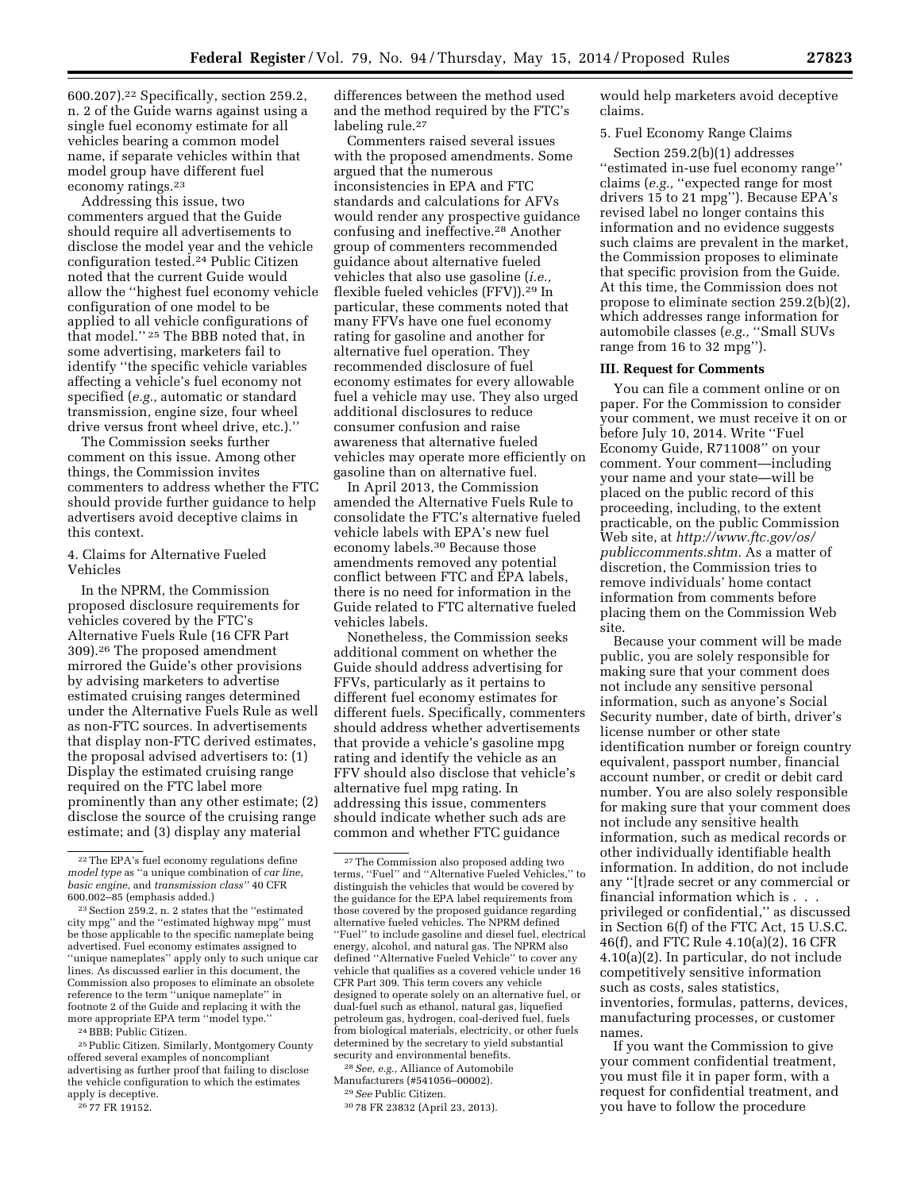600.207).[22] Specifically, section 259.2, n. 2 of the Guide warns against using a single fuel economy estimate for all vehicles bearing a common model name, if separate vehicles within that model group have different fuel economy ratings.[23]

Addressing this issue, two commenters argued that the Guide should require all advertisements to disclose the model year and the vehicle configuration tested.[24] Public Citizen noted that the current Guide would allow the ''highest fuel economy vehicle configuration of one model to be applied to all vehicle configurations of that model.'' [25] The BBB noted that, in some advertising, marketers fail to identify ''the specific vehicle variables affecting a vehicle's fuel economy not specified (*e.g.,* automatic or standard transmission, engine size, four wheel drive versus front wheel drive, etc.).''

The Commission seeks further comment on this issue. Among other things, the Commission invites commenters to address whether the FTC should provide further guidance to help advertisers avoid deceptive claims in this context.

4. Claims for Alternative Fueled Vehicles

In the NPRM, the Commission proposed disclosure requirements for vehicles covered by the FTC's Alternative Fuels Rule (16 CFR Part 309).[26] The proposed amendment mirrored the Guide's other provisions by advising marketers to advertise estimated cruising ranges determined under the Alternative Fuels Rule as well as non-FTC sources. In advertisements that display non-FTC derived estimates, the proposal advised advertisers to: (1) Display the estimated cruising range required on the FTC label more prominently than any other estimate; (2) disclose the source of the cruising range estimate; and (3) display any material differences between the method used and the method required by the FTC's labeling rule.[27]

Commenters raised several issues with the proposed amendments. Some argued that the numerous inconsistencies in EPA and FTC standards and calculations for AFVs would render any prospective guidance confusing and ineffective.[28] Another group of commenters recommended guidance about alternative fueled vehicles that also use gasoline (*i.e.,* flexible fueled vehicles (FFV)).[29] In particular, these comments noted that many FFVs have one fuel economy rating for gasoline and another for alternative fuel operation. They recommended disclosure of fuel economy estimates for every allowable fuel a vehicle may use. They also urged additional disclosures to reduce consumer confusion and raise awareness that alternative fueled vehicles may operate more efficiently on gasoline than on alternative fuel.

In April 2013, the Commission amended the Alternative Fuels Rule to consolidate the FTC's alternative fueled vehicle labels with EPA's new fuel economy labels.[30] Because those amendments removed any potential conflict between FTC and EPA labels, there is no need for information in the Guide related to FTC alternative fueled vehicles labels.

Nonetheless, the Commission seeks additional comment on whether the Guide should address advertising for FFVs, particularly as it pertains to different fuel economy estimates for different fuels. Specifically, commenters should address whether advertisements that provide a vehicle's gasoline mpg rating and identify the vehicle as an FFV should also disclose that vehicle's alternative fuel mpg rating. In addressing this issue, commenters should indicate whether such ads are common and whether FTC guidance would help marketers avoid deceptive claims.

5. Fuel Economy Range Claims

Section 259.2(b)(1) addresses ''estimated in-use fuel economy range'' claims (*e.g.,* ''expected range for most drivers 15 to 21 mpg''). Because EPA's revised label no longer contains this information and no evidence suggests such claims are prevalent in the market, the Commission proposes to eliminate that specific provision from the Guide. At this time, the Commission does not propose to eliminate section 259.2(b)(2), which addresses range information for automobile classes (*e.g.,* ''Small SUVs range from 16 to 32 mpg'').

## III. Request for Comments

You can file a comment online or on paper. For the Commission to consider your comment, we must receive it on or before July 10, 2014. Write ''Fuel Economy Guide, R711008'' on your comment. Your comment—including your name and your state—will be placed on the public record of this proceeding, including, to the extent practicable, on the public Commission Web site, at *http://www.ftc.gov/os/publiccomments.shtm.* As a matter of discretion, the Commission tries to remove individuals' home contact information from comments before placing them on the Commission Web site.

Because your comment will be made public, you are solely responsible for making sure that your comment does not include any sensitive personal information, such as anyone's Social Security number, date of birth, driver's license number or other state identification number or foreign country equivalent, passport number, financial account number, or credit or debit card number. You are also solely responsible for making sure that your comment does not include any sensitive health information, such as medical records or other individually identifiable health information. In addition, do not include any ''[t]rade secret or any commercial or financial information which is . . . privileged or confidential,'' as discussed in Section 6(f) of the FTC Act, 15 U.S.C. 46(f), and FTC Rule 4.10(a)(2), 16 CFR 4.10(a)(2). In particular, do not include competitively sensitive information such as costs, sales statistics, inventories, formulas, patterns, devices, manufacturing processes, or customer names.

If you want the Commission to give your comment confidential treatment, you must file it in paper form, with a request for confidential treatment, and you have to follow the procedure

---

[22] The EPA's fuel economy regulations define *model type* as ''a unique combination of *car line, basic engine,* and *transmission class''* 40 CFR 600.002–85 (emphasis added.)

[23] Section 259.2, n. 2 states that the ''estimated city mpg'' and the ''estimated highway mpg'' must be those applicable to the specific nameplate being advertised. Fuel economy estimates assigned to ''unique nameplates'' apply only to such unique car lines. As discussed earlier in this document, the Commission also proposes to eliminate an obsolete reference to the term ''unique nameplate'' in footnote 2 of the Guide and replacing it with the more appropriate EPA term ''model type.''

[24] BBB; Public Citizen.

[25] Public Citizen. Similarly, Montgomery County offered several examples of noncompliant advertising as further proof that failing to disclose the vehicle configuration to which the estimates apply is deceptive.

[26] 77 FR 19152.

[27] The Commission also proposed adding two terms, ''Fuel'' and ''Alternative Fueled Vehicles,'' to distinguish the vehicles that would be covered by the guidance for the EPA label requirements from those covered by the proposed guidance regarding alternative fueled vehicles. The NPRM defined ''Fuel'' to include gasoline and diesel fuel, electrical energy, alcohol, and natural gas. The NPRM also defined ''Alternative Fueled Vehicle'' to cover any vehicle that qualifies as a covered vehicle under 16 CFR Part 309. This term covers any vehicle designed to operate solely on an alternative fuel, or dual-fuel such as ethanol, natural gas, liquefied petroleum gas, hydrogen, coal-derived fuel, fuels from biological materials, electricity, or other fuels determined by the secretary to yield substantial security and environmental benefits.

[28] *See, e.g.,* Alliance of Automobile Manufacturers (#541056–00002).

[29] *See* Public Citizen.

[30] 78 FR 23832 (April 23, 2013).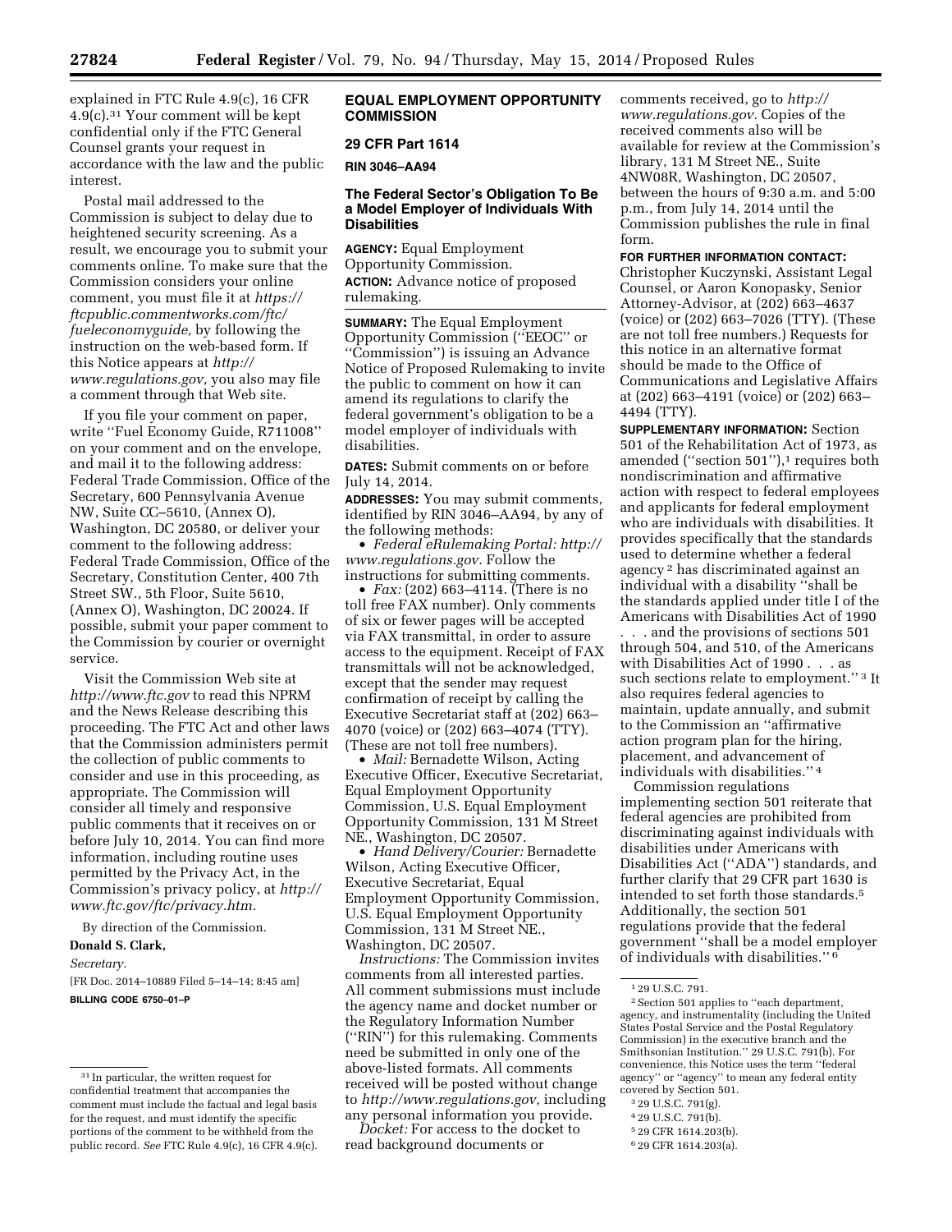explained in FTC Rule 4.9(c), 16 CFR 4.9(c).[31] Your comment will be kept confidential only if the FTC General Counsel grants your request in accordance with the law and the public interest.

Postal mail addressed to the Commission is subject to delay due to heightened security screening. As a result, we encourage you to submit your comments online. To make sure that the Commission considers your online comment, you must file it at *https://ftcpublic.commentworks.com/ftc/fueleconomyguide,* by following the instruction on the web-based form. If this Notice appears at *http://www.regulations.gov,* you also may file a comment through that Web site.

If you file your comment on paper, write ''Fuel Economy Guide, R711008'' on your comment and on the envelope, and mail it to the following address: Federal Trade Commission, Office of the Secretary, 600 Pennsylvania Avenue NW, Suite CC–5610, (Annex O), Washington, DC 20580, or deliver your comment to the following address: Federal Trade Commission, Office of the Secretary, Constitution Center, 400 7th Street SW., 5th Floor, Suite 5610, (Annex O), Washington, DC 20024. If possible, submit your paper comment to the Commission by courier or overnight service.

Visit the Commission Web site at *http://www.ftc.gov* to read this NPRM and the News Release describing this proceeding. The FTC Act and other laws that the Commission administers permit the collection of public comments to consider and use in this proceeding, as appropriate. The Commission will consider all timely and responsive public comments that it receives on or before July 10, 2014. You can find more information, including routine uses permitted by the Privacy Act, in the Commission's privacy policy, at *http://www.ftc.gov/ftc/privacy.htm.*

By direction of the Commission.

**Donald S. Clark,**

*Secretary.*

[FR Doc. 2014–10889 Filed 5–14–14; 8:45 am]

**BILLING CODE 6750–01–P**

[31] In particular, the written request for confidential treatment that accompanies the comment must include the factual and legal basis for the request, and must identify the specific portions of the comment to be withheld from the public record. *See* FTC Rule 4.9(c), 16 CFR 4.9(c).

## EQUAL EMPLOYMENT OPPORTUNITY COMMISSION

### 29 CFR Part 1614

### RIN 3046–AA94

### The Federal Sector's Obligation To Be a Model Employer of Individuals With Disabilities

**AGENCY:** Equal Employment Opportunity Commission.

**ACTION:** Advance notice of proposed rulemaking.

**SUMMARY:** The Equal Employment Opportunity Commission (''EEOC'' or ''Commission'') is issuing an Advance Notice of Proposed Rulemaking to invite the public to comment on how it can amend its regulations to clarify the federal government's obligation to be a model employer of individuals with disabilities.

**DATES:** Submit comments on or before July 14, 2014.

**ADDRESSES:** You may submit comments, identified by RIN 3046–AA94, by any of the following methods:

- *Federal eRulemaking Portal: http://www.regulations.gov.* Follow the instructions for submitting comments.
- *Fax:* (202) 663–4114. (There is no toll free FAX number). Only comments of six or fewer pages will be accepted via FAX transmittal, in order to assure access to the equipment. Receipt of FAX transmittals will not be acknowledged, except that the sender may request confirmation of receipt by calling the Executive Secretariat staff at (202) 663–4070 (voice) or (202) 663–4074 (TTY). (These are not toll free numbers).
- *Mail:* Bernadette Wilson, Acting Executive Officer, Executive Secretariat, Equal Employment Opportunity Commission, U.S. Equal Employment Opportunity Commission, 131 M Street NE., Washington, DC 20507.
- *Hand Delivery/Courier:* Bernadette Wilson, Acting Executive Officer, Executive Secretariat, Equal Employment Opportunity Commission, U.S. Equal Employment Opportunity Commission, 131 M Street NE., Washington, DC 20507.

*Instructions:* The Commission invites comments from all interested parties. All comment submissions must include the agency name and docket number or the Regulatory Information Number (''RIN'') for this rulemaking. Comments need be submitted in only one of the above-listed formats. All comments received will be posted without change to *http://www.regulations.gov,* including any personal information you provide.

*Docket:* For access to the docket to read background documents or comments received, go to *http://www.regulations.gov.* Copies of the received comments also will be available for review at the Commission's library, 131 M Street NE., Suite 4NW08R, Washington, DC 20507, between the hours of 9:30 a.m. and 5:00 p.m., from July 14, 2014 until the Commission publishes the rule in final form.

**FOR FURTHER INFORMATION CONTACT:** Christopher Kuczynski, Assistant Legal Counsel, or Aaron Konopasky, Senior Attorney-Advisor, at (202) 663–4637 (voice) or (202) 663–7026 (TTY). (These are not toll free numbers.) Requests for this notice in an alternative format should be made to the Office of Communications and Legislative Affairs at (202) 663–4191 (voice) or (202) 663–4494 (TTY).

**SUPPLEMENTARY INFORMATION:** Section 501 of the Rehabilitation Act of 1973, as amended (''section 501''),[1] requires both nondiscrimination and affirmative action with respect to federal employees and applicants for federal employment who are individuals with disabilities. It provides specifically that the standards used to determine whether a federal agency [2] has discriminated against an individual with a disability ''shall be the standards applied under title I of the Americans with Disabilities Act of 1990 . . . and the provisions of sections 501 through 504, and 510, of the Americans with Disabilities Act of 1990 . . . as such sections relate to employment.'' [3] It also requires federal agencies to maintain, update annually, and submit to the Commission an ''affirmative action program plan for the hiring, placement, and advancement of individuals with disabilities.'' [4]

Commission regulations implementing section 501 reiterate that federal agencies are prohibited from discriminating against individuals with disabilities under Americans with Disabilities Act (''ADA'') standards, and further clarify that 29 CFR part 1630 is intended to set forth those standards.[5] Additionally, the section 501 regulations provide that the federal government ''shall be a model employer of individuals with disabilities.'' [6]

[1] 29 U.S.C. 791.

[2] Section 501 applies to ''each department, agency, and instrumentality (including the United States Postal Service and the Postal Regulatory Commission) in the executive branch and the Smithsonian Institution.'' 29 U.S.C. 791(b). For convenience, this Notice uses the term ''federal agency'' or ''agency'' to mean any federal entity covered by Section 501.

[3] 29 U.S.C. 791(g).

[4] 29 U.S.C. 791(b).

[5] 29 CFR 1614.203(b).

[6] 29 CFR 1614.203(a).